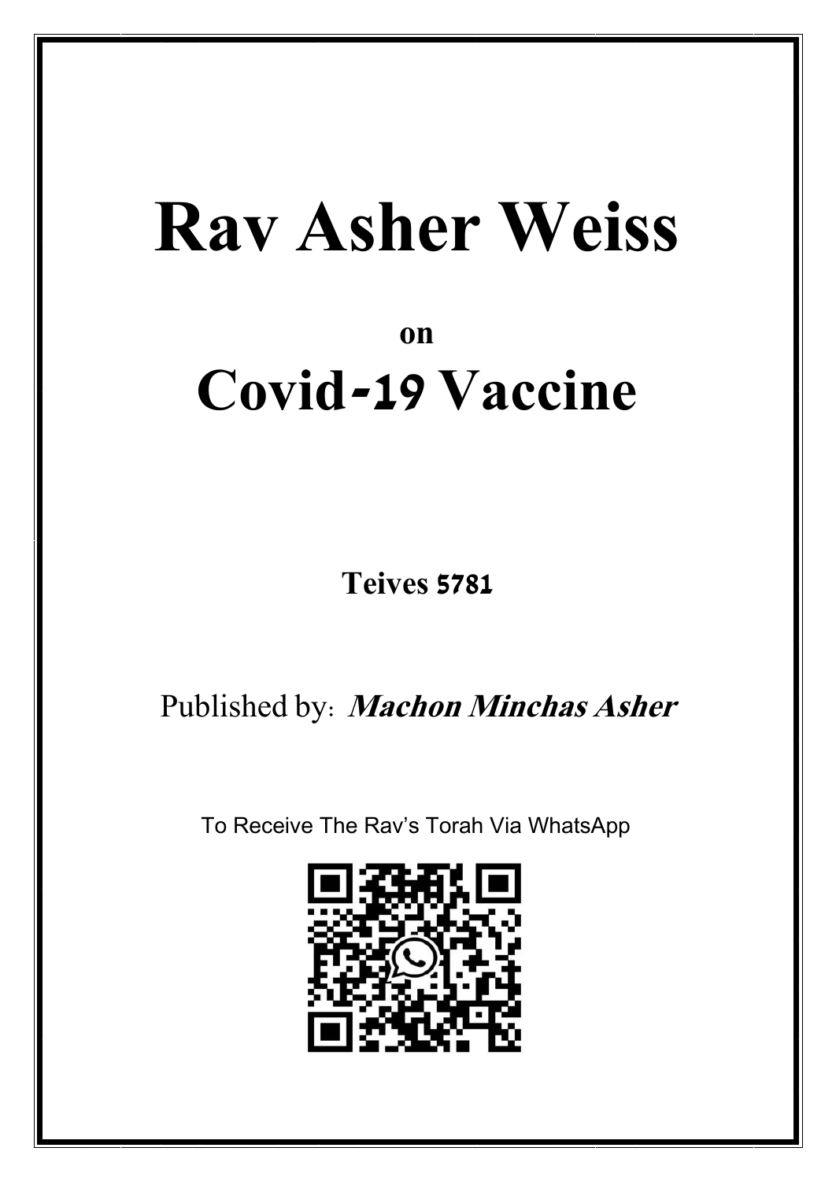# Rav Asher Weiss

on

# Covid-19 Vaccine

**Teives 5781**

Published by: ***Machon Minchas Asher***

To Receive The Rav's Torah Via WhatsApp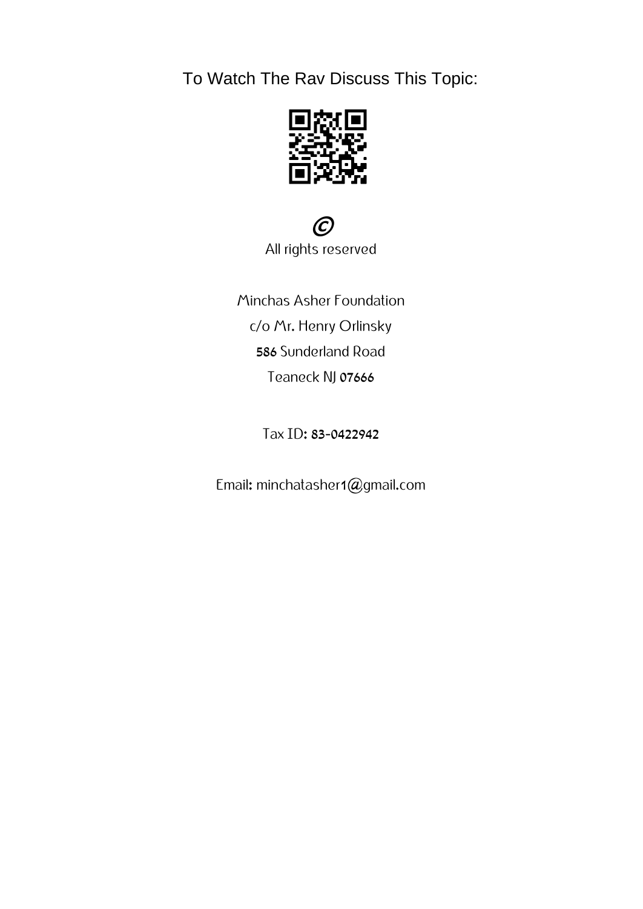To Watch The Rav Discuss This Topic:

©

All rights reserved

Minchas Asher Foundation

c/o Mr. Henry Orlinsky

586 Sunderland Road

Teaneck NJ 07666

Tax ID: 83-0422942

Email: minchatasher1@gmail.com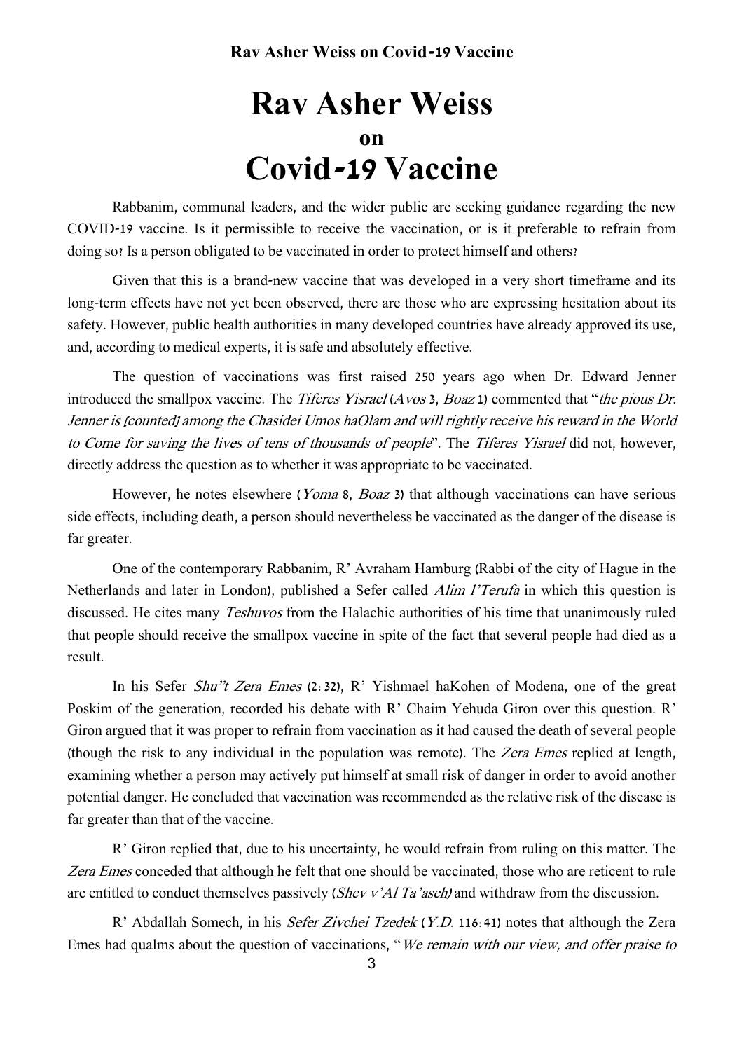# Rav Asher Weiss
### on
# Covid-19 Vaccine

Rabbanim, communal leaders, and the wider public are seeking guidance regarding the new COVID-19 vaccine. Is it permissible to receive the vaccination, or is it preferable to refrain from doing so? Is a person obligated to be vaccinated in order to protect himself and others?

Given that this is a brand-new vaccine that was developed in a very short timeframe and its long-term effects have not yet been observed, there are those who are expressing hesitation about its safety. However, public health authorities in many developed countries have already approved its use, and, according to medical experts, it is safe and absolutely effective.

The question of vaccinations was first raised 250 years ago when Dr. Edward Jenner introduced the smallpox vaccine. The *Tiferes Yisrael* (*Avos* 3, *Boaz* 1) commented that "*the pious Dr. Jenner is [counted] among the Chasidei Umos haOlam and will rightly receive his reward in the World to Come for saving the lives of tens of thousands of people*". The *Tiferes Yisrael* did not, however, directly address the question as to whether it was appropriate to be vaccinated.

However, he notes elsewhere (*Yoma* 8, *Boaz* 3) that although vaccinations can have serious side effects, including death, a person should nevertheless be vaccinated as the danger of the disease is far greater.

One of the contemporary Rabbanim, R' Avraham Hamburg (Rabbi of the city of Hague in the Netherlands and later in London), published a Sefer called *Alim l'Terufa* in which this question is discussed. He cites many *Teshuvos* from the Halachic authorities of his time that unanimously ruled that people should receive the smallpox vaccine in spite of the fact that several people had died as a result.

In his Sefer *Shu"t Zera Emes* (2:32), R' Yishmael haKohen of Modena, one of the great Poskim of the generation, recorded his debate with R' Chaim Yehuda Giron over this question. R' Giron argued that it was proper to refrain from vaccination as it had caused the death of several people (though the risk to any individual in the population was remote). The *Zera Emes* replied at length, examining whether a person may actively put himself at small risk of danger in order to avoid another potential danger. He concluded that vaccination was recommended as the relative risk of the disease is far greater than that of the vaccine.

R' Giron replied that, due to his uncertainty, he would refrain from ruling on this matter. The *Zera Emes* conceded that although he felt that one should be vaccinated, those who are reticent to rule are entitled to conduct themselves passively (*Shev v'Al Ta'aseh*) and withdraw from the discussion.

R' Abdallah Somech, in his *Sefer Zivchei Tzedek* (*Y.D.* 116:41) notes that although the Zera Emes had qualms about the question of vaccinations, "*We remain with our view, and offer praise to*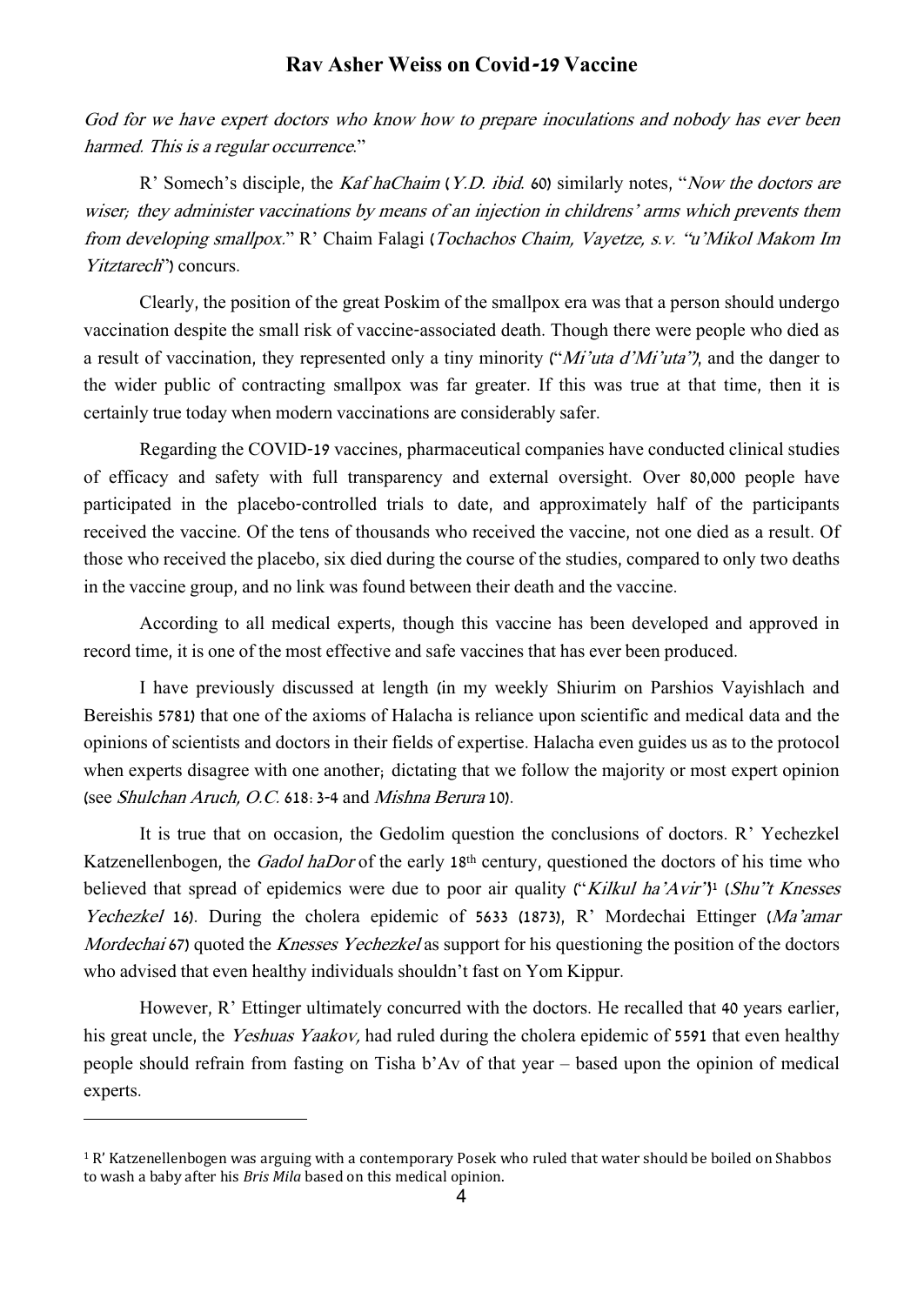*God for we have expert doctors who know how to prepare inoculations and nobody has ever been harmed. This is a regular occurrence*."

R' Somech's disciple, the *Kaf haChaim* (*Y.D. ibid.* 60) similarly notes, "*Now the doctors are wiser; they administer vaccinations by means of an injection in childrens' arms which prevents them from developing smallpox*." R' Chaim Falagi (*Tochachos Chaim, Vayetze, s.v. "u'Mikol Makom Im Yitztarech*") concurs.

Clearly, the position of the great Poskim of the smallpox era was that a person should undergo vaccination despite the small risk of vaccine-associated death. Though there were people who died as a result of vaccination, they represented only a tiny minority ("*Mi'uta d'Mi'uta"*), and the danger to the wider public of contracting smallpox was far greater. If this was true at that time, then it is certainly true today when modern vaccinations are considerably safer.

Regarding the COVID-19 vaccines, pharmaceutical companies have conducted clinical studies of efficacy and safety with full transparency and external oversight. Over 80,000 people have participated in the placebo-controlled trials to date, and approximately half of the participants received the vaccine. Of the tens of thousands who received the vaccine, not one died as a result. Of those who received the placebo, six died during the course of the studies, compared to only two deaths in the vaccine group, and no link was found between their death and the vaccine.

According to all medical experts, though this vaccine has been developed and approved in record time, it is one of the most effective and safe vaccines that has ever been produced.

I have previously discussed at length (in my weekly Shiurim on Parshios Vayishlach and Bereishis 5781) that one of the axioms of Halacha is reliance upon scientific and medical data and the opinions of scientists and doctors in their fields of expertise. Halacha even guides us as to the protocol when experts disagree with one another; dictating that we follow the majority or most expert opinion (see *Shulchan Aruch, O.C.* 618:3-4 and *Mishna Berura* 10).

It is true that on occasion, the Gedolim question the conclusions of doctors. R' Yechezkel Katzenellenbogen, the *Gadol haDor* of the early 18th century, questioned the doctors of his time who believed that spread of epidemics were due to poor air quality ("*Kilkul ha'Avir*")[1] (*Shu"t Knesses Yechezkel* 16). During the cholera epidemic of 5633 (1873), R' Mordechai Ettinger (*Ma'amar Mordechai* 67) quoted the *Knesses Yechezkel* as support for his questioning the position of the doctors who advised that even healthy individuals shouldn't fast on Yom Kippur.

However, R' Ettinger ultimately concurred with the doctors. He recalled that 40 years earlier, his great uncle, the *Yeshuas Yaakov,* had ruled during the cholera epidemic of 5591 that even healthy people should refrain from fasting on Tisha b'Av of that year – based upon the opinion of medical experts.

---

[1] R' Katzenellenbogen was arguing with a contemporary Posek who ruled that water should be boiled on Shabbos to wash a baby after his *Bris Mila* based on this medical opinion.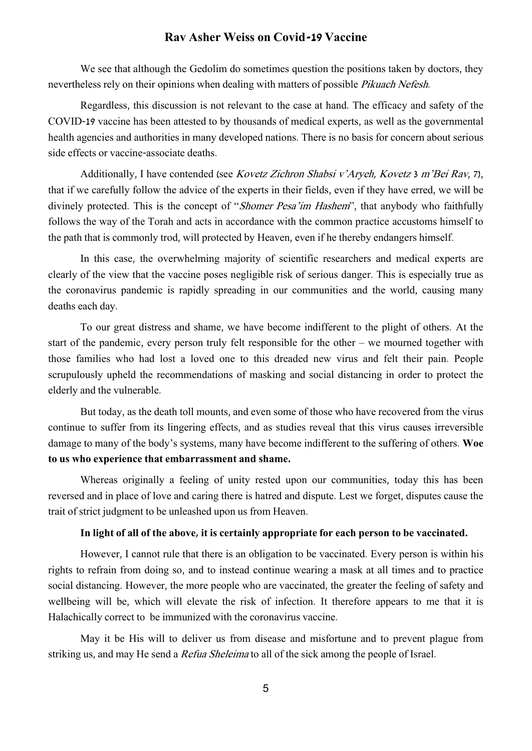We see that although the Gedolim do sometimes question the positions taken by doctors, they nevertheless rely on their opinions when dealing with matters of possible *Pikuach Nefesh*.

Regardless, this discussion is not relevant to the case at hand. The efficacy and safety of the COVID-19 vaccine has been attested to by thousands of medical experts, as well as the governmental health agencies and authorities in many developed nations. There is no basis for concern about serious side effects or vaccine-associate deaths.

Additionally, I have contended (see *Kovetz Zichron Shabsi v'Aryeh, Kovetz 3 m'Bei Rav*, 7), that if we carefully follow the advice of the experts in their fields, even if they have erred, we will be divinely protected. This is the concept of "*Shomer Pesa'im Hashem*", that anybody who faithfully follows the way of the Torah and acts in accordance with the common practice accustoms himself to the path that is commonly trod, will protected by Heaven, even if he thereby endangers himself.

In this case, the overwhelming majority of scientific researchers and medical experts are clearly of the view that the vaccine poses negligible risk of serious danger. This is especially true as the coronavirus pandemic is rapidly spreading in our communities and the world, causing many deaths each day.

To our great distress and shame, we have become indifferent to the plight of others. At the start of the pandemic, every person truly felt responsible for the other – we mourned together with those families who had lost a loved one to this dreaded new virus and felt their pain. People scrupulously upheld the recommendations of masking and social distancing in order to protect the elderly and the vulnerable.

But today, as the death toll mounts, and even some of those who have recovered from the virus continue to suffer from its lingering effects, and as studies reveal that this virus causes irreversible damage to many of the body's systems, many have become indifferent to the suffering of others. **Woe to us who experience that embarrassment and shame.**

Whereas originally a feeling of unity rested upon our communities, today this has been reversed and in place of love and caring there is hatred and dispute. Lest we forget, disputes cause the trait of strict judgment to be unleashed upon us from Heaven.

**In light of all of the above, it is certainly appropriate for each person to be vaccinated.**

However, I cannot rule that there is an obligation to be vaccinated. Every person is within his rights to refrain from doing so, and to instead continue wearing a mask at all times and to practice social distancing. However, the more people who are vaccinated, the greater the feeling of safety and wellbeing will be, which will elevate the risk of infection. It therefore appears to me that it is Halachically correct to be immunized with the coronavirus vaccine.

May it be His will to deliver us from disease and misfortune and to prevent plague from striking us, and may He send a *Refua Sheleima* to all of the sick among the people of Israel.